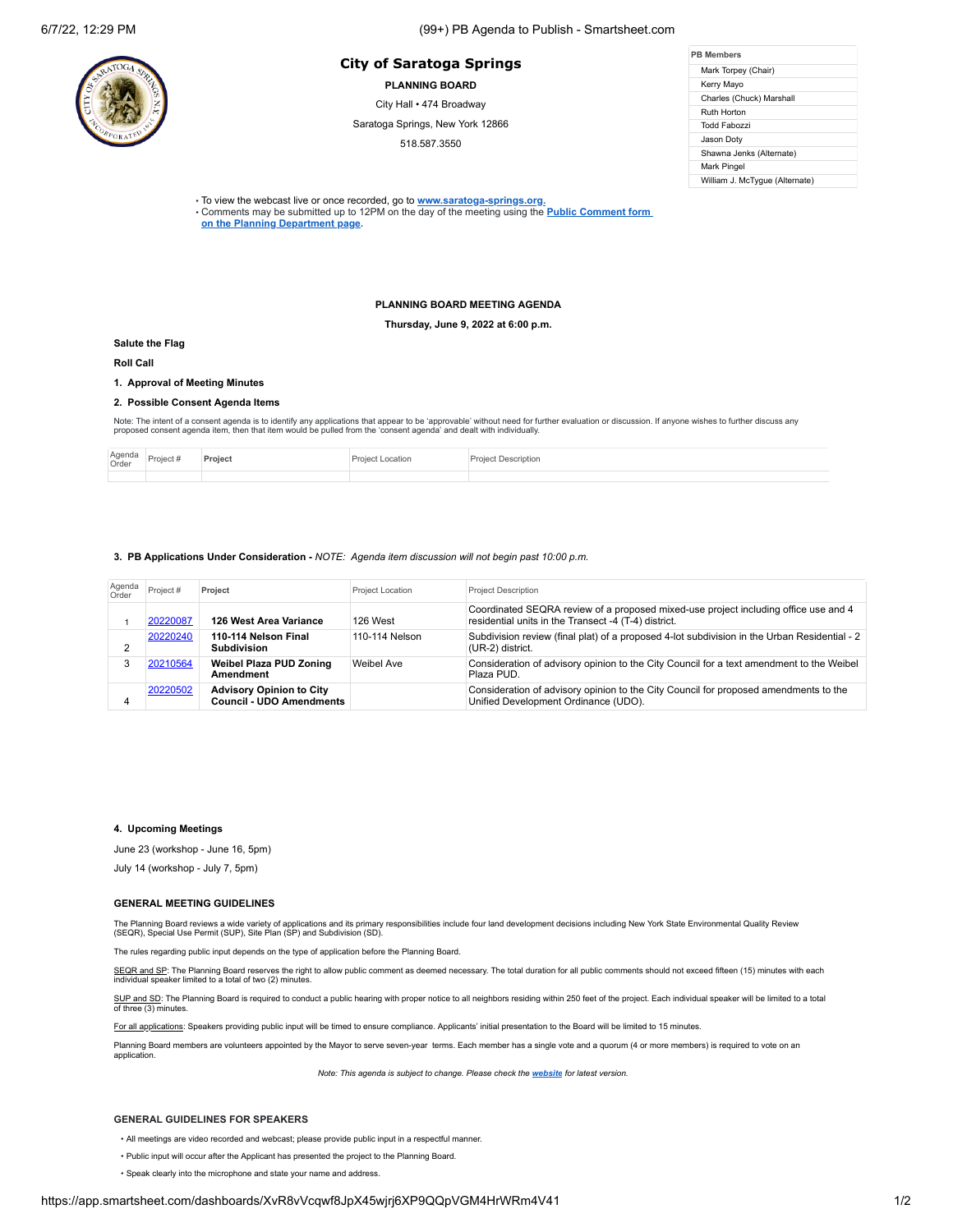# City of Saratoga Springs

**PLANNING BOARD**

City Hall • 474 Broadway

Saratoga Springs, New York 12866

518.587.3550

| PB Members |
|---|
| Mark Torpey (Chair) |
| Kerry Mayo |
| Charles (Chuck) Marshall |
| Ruth Horton |
| Todd Fabozzi |
| Jason Doty |
| Shawna Jenks (Alternate) |
| Mark Pingel |
| William J. McTygue (Alternate) |

- To view the webcast live or once recorded, go to **www.saratoga-springs.org.**
- Comments may be submitted up to 12PM on the day of the meeting using the **Public Comment form on the Planning Department page**.

## PLANNING BOARD MEETING AGENDA

**Thursday, June 9, 2022 at 6:00 p.m.**

**Salute the Flag**

**Roll Call**

**1. Approval of Meeting Minutes**

**2. Possible Consent Agenda Items**

Note: The intent of a consent agenda is to identify any applications that appear to be 'approvable' without need for further evaluation or discussion. If anyone wishes to further discuss any proposed consent agenda item, then that item would be pulled from the 'consent agenda' and dealt with individually.

| Agenda Order | Project # | Project | Project Location | Project Description |
|---|---|---|---|---|
| | | | | |

**3. PB Applications Under Consideration -** *NOTE: Agenda item discussion will not begin past 10:00 p.m.*

| Agenda Order | Project # | Project | Project Location | Project Description |
|---|---|---|---|---|
| 1 | 20220087 | **126 West Area Variance** | 126 West | Coordinated SEQRA review of a proposed mixed-use project including office use and 4 residential units in the Transect -4 (T-4) district. |
| 2 | 20220240 | **110-114 Nelson Final Subdivision** | 110-114 Nelson | Subdivision review (final plat) of a proposed 4-lot subdivision in the Urban Residential - 2 (UR-2) district. |
| 3 | 20210564 | **Weibel Plaza PUD Zoning Amendment** | Weibel Ave | Consideration of advisory opinion to the City Council for a text amendment to the Weibel Plaza PUD. |
| 4 | 20220502 | **Advisory Opinion to City Council - UDO Amendments** | | Consideration of advisory opinion to the City Council for proposed amendments to the Unified Development Ordinance (UDO). |

**4. Upcoming Meetings**

June 23 (workshop - June 16, 5pm)

July 14 (workshop - July 7, 5pm)

### GENERAL MEETING GUIDELINES

The Planning Board reviews a wide variety of applications and its primary responsibilities include four land development decisions including New York State Environmental Quality Review (SEQR), Special Use Permit (SUP), Site Plan (SP) and Subdivision (SD).

The rules regarding public input depends on the type of application before the Planning Board.

SEQR and SP: The Planning Board reserves the right to allow public comment as deemed necessary. The total duration for all public comments should not exceed fifteen (15) minutes with each individual speaker limited to a total of two (2) minutes.

SUP and SD: The Planning Board is required to conduct a public hearing with proper notice to all neighbors residing within 250 feet of the project. Each individual speaker will be limited to a total of three (3) minutes.

For all applications: Speakers providing public input will be timed to ensure compliance. Applicants' initial presentation to the Board will be limited to 15 minutes.

Planning Board members are volunteers appointed by the Mayor to serve seven-year terms. Each member has a single vote and a quorum (4 or more members) is required to vote on an application.

*Note: This agenda is subject to change. Please check the **website** for latest version.*

### GENERAL GUIDELINES FOR SPEAKERS

- All meetings are video recorded and webcast; please provide public input in a respectful manner.
- Public input will occur after the Applicant has presented the project to the Planning Board.
- Speak clearly into the microphone and state your name and address.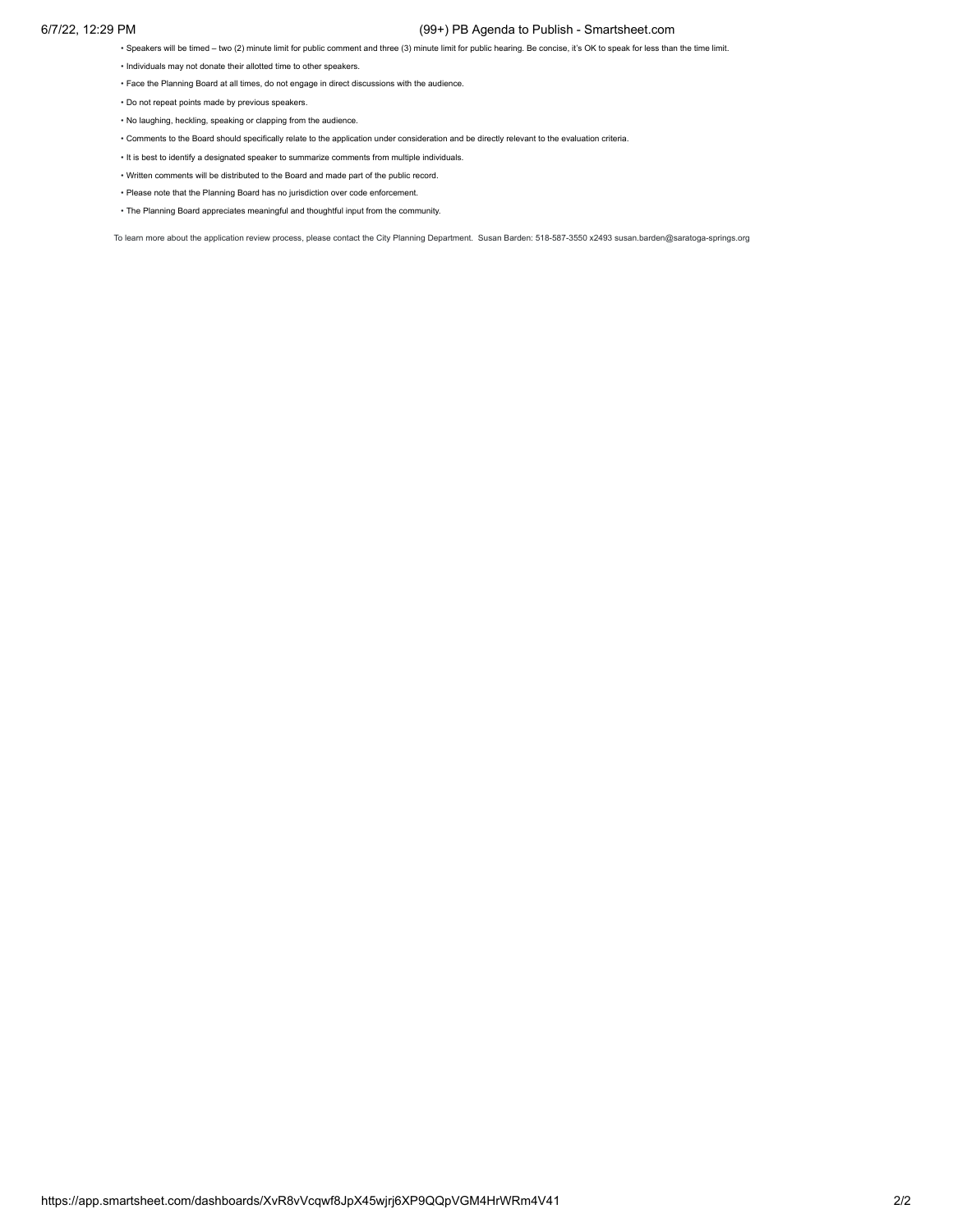- Speakers will be timed – two (2) minute limit for public comment and three (3) minute limit for public hearing. Be concise, it's OK to speak for less than the time limit.
- Individuals may not donate their allotted time to other speakers.
- Face the Planning Board at all times, do not engage in direct discussions with the audience.
- Do not repeat points made by previous speakers.
- No laughing, heckling, speaking or clapping from the audience.
- Comments to the Board should specifically relate to the application under consideration and be directly relevant to the evaluation criteria.
- It is best to identify a designated speaker to summarize comments from multiple individuals.
- Written comments will be distributed to the Board and made part of the public record.
- Please note that the Planning Board has no jurisdiction over code enforcement.
- The Planning Board appreciates meaningful and thoughtful input from the community.

To learn more about the application review process, please contact the City Planning Department. Susan Barden: 518-587-3550 x2493 susan.barden@saratoga-springs.org